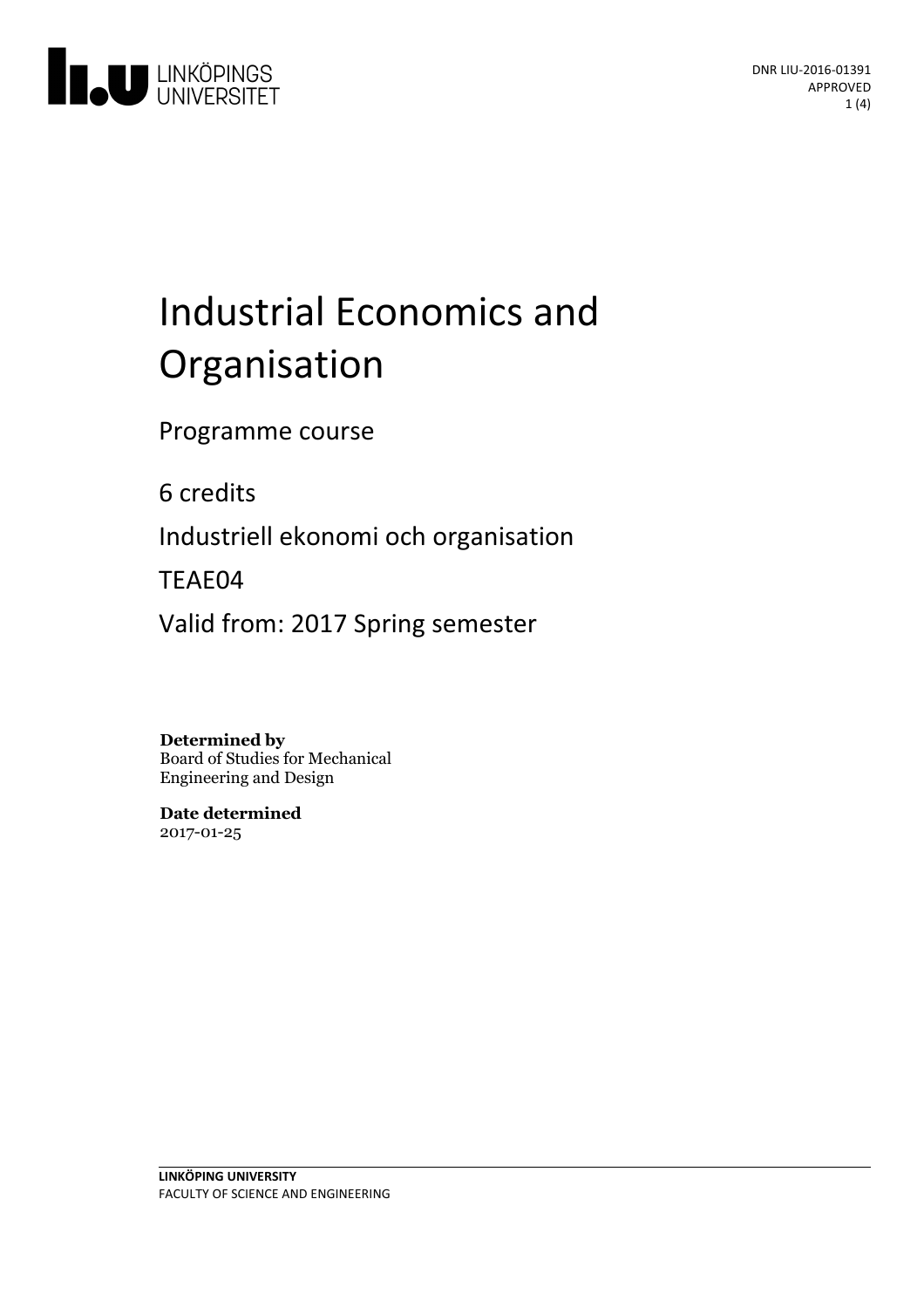DNR LIU-2016-01391
APPROVED

# Industrial Economics and Organisation

Programme course

6 credits

Industriell ekonomi och organisation

TEAE04

Valid from: 2017 Spring semester

**Determined by**
Board of Studies for Mechanical Engineering and Design

**Date determined**
2017-01-25

**LINKÖPING UNIVERSITY**
FACULTY OF SCIENCE AND ENGINEERING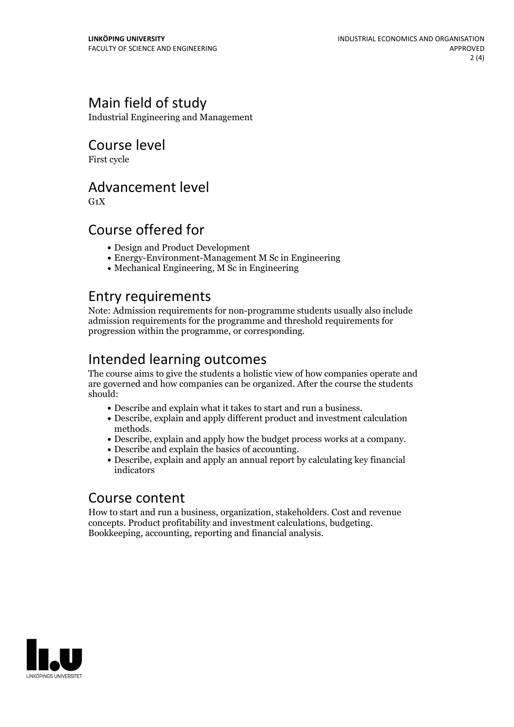## Main field of study

Industrial Engineering and Management

## Course level

First cycle

## Advancement level

G1X

## Course offered for

- Design and Product Development
- Energy-Environment-Management M Sc in Engineering
- Mechanical Engineering, M Sc in Engineering

## Entry requirements

Note: Admission requirements for non-programme students usually also include admission requirements for the programme and threshold requirements for progression within the programme, or corresponding.

## Intended learning outcomes

The course aims to give the students a holistic view of how companies operate and are governed and how companies can be organized. After the course the students should:

- Describe and explain what it takes to start and run a business.
- Describe, explain and apply different product and investment calculation methods.
- Describe, explain and apply how the budget process works at a company.
- Describe and explain the basics of accounting.
- Describe, explain and apply an annual report by calculating key financial indicators

## Course content

How to start and run a business, organization, stakeholders. Cost and revenue concepts. Product profitability and investment calculations, budgeting. Bookkeeping, accounting, reporting and financial analysis.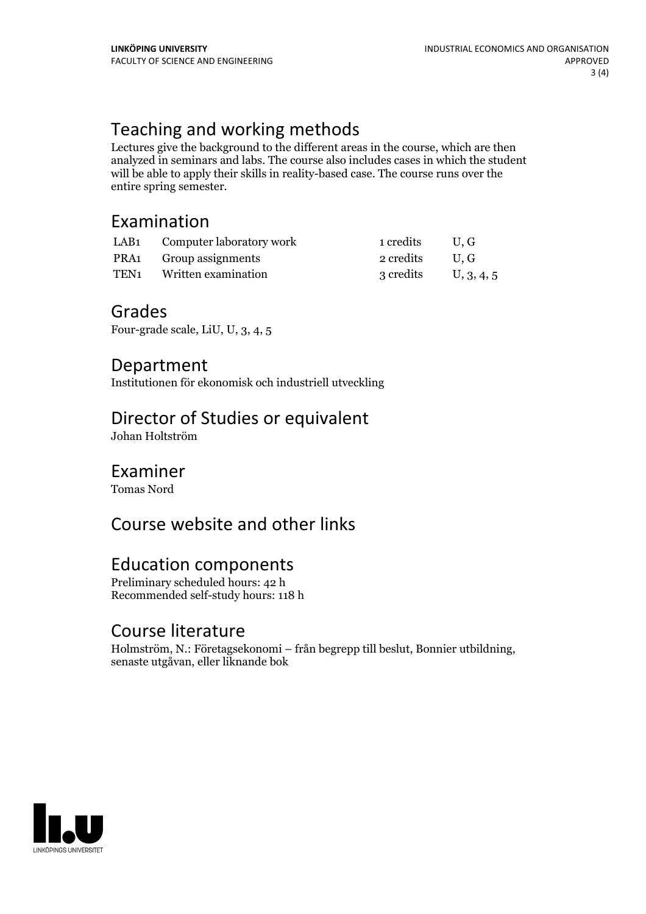## Teaching and working methods

Lectures give the background to the different areas in the course, which are then analyzed in seminars and labs. The course also includes cases in which the student will be able to apply their skills in reality-based case. The course runs over the entire spring semester.

## Examination

| | | | |
|---|---|---|---|
| LAB1 | Computer laboratory work | 1 credits | U, G |
| PRA1 | Group assignments | 2 credits | U, G |
| TEN1 | Written examination | 3 credits | U, 3, 4, 5 |

## Grades

Four-grade scale, LiU, U, 3, 4, 5

## Department

Institutionen för ekonomisk och industriell utveckling

## Director of Studies or equivalent

Johan Holtström

## Examiner

Tomas Nord

## Course website and other links

## Education components

Preliminary scheduled hours: 42 h
Recommended self-study hours: 118 h

## Course literature

Holmström, N.: Företagsekonomi – från begrepp till beslut, Bonnier utbildning, senaste utgåvan, eller liknande bok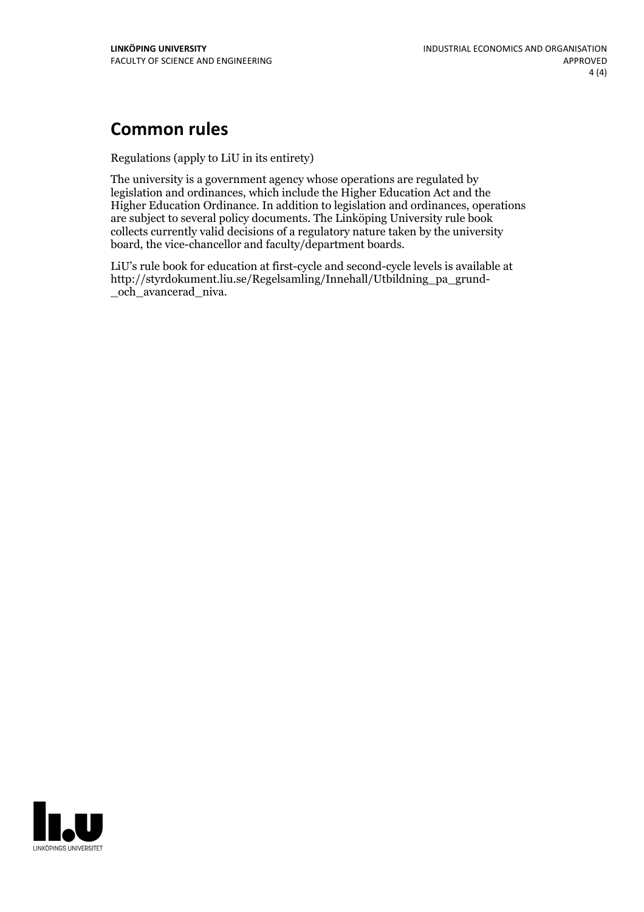## Common rules

Regulations (apply to LiU in its entirety)

The university is a government agency whose operations are regulated by legislation and ordinances, which include the Higher Education Act and the Higher Education Ordinance. In addition to legislation and ordinances, operations are subject to several policy documents. The Linköping University rule book collects currently valid decisions of a regulatory nature taken by the university board, the vice-chancellor and faculty/department boards.

LiU's rule book for education at first-cycle and second-cycle levels is available at http://styrdokument.liu.se/Regelsamling/Innehall/Utbildning_pa_grund-_och_avancerad_niva.